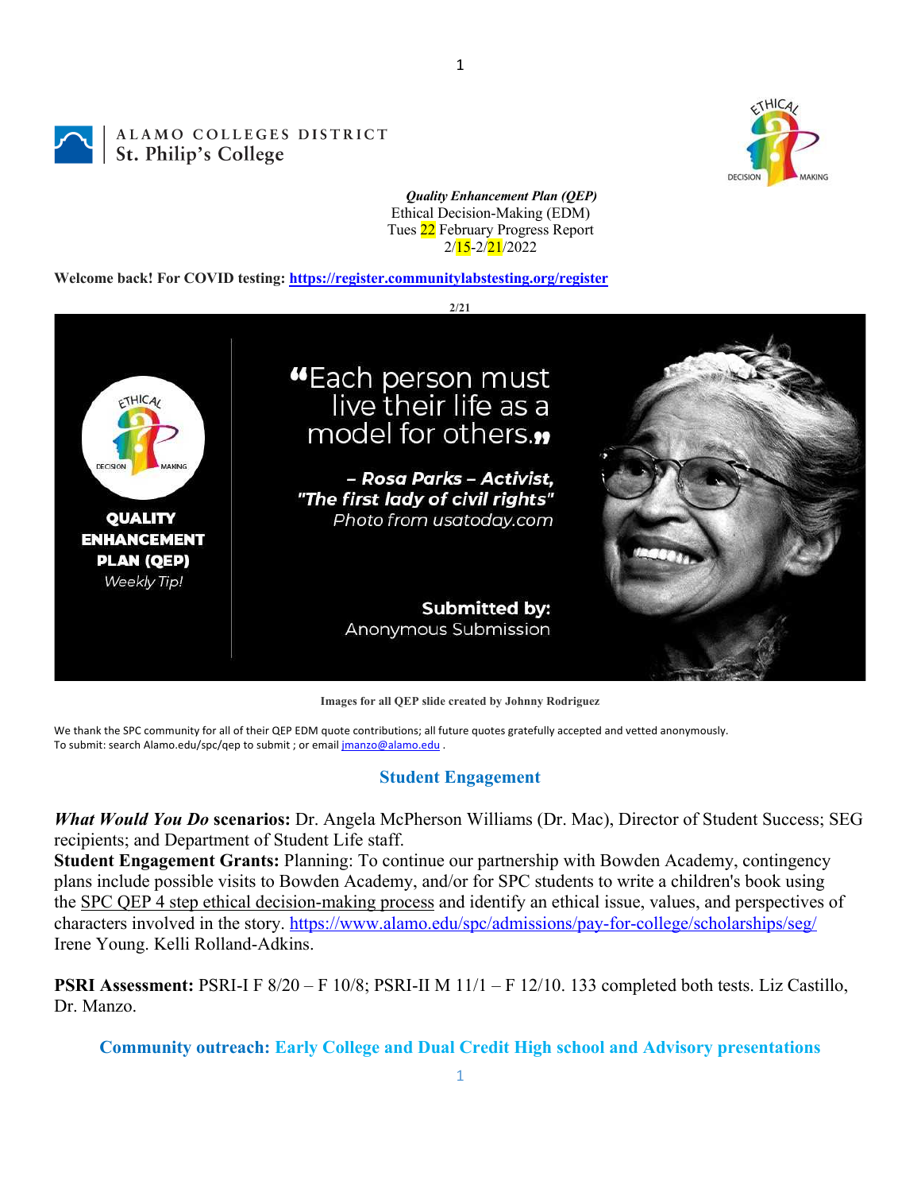ALAMO COLLEGES DISTRICT
St. Philip's College

***Quality Enhancement Plan (QEP)***
Ethical Decision-Making (EDM)
Tues 22 February Progress Report
2/15-2/21/2022

**Welcome back! For COVID testing: [https://register.communitylabstesting.org/register](https://register.communitylabstesting.org/register)**

**2/21**

**QUALITY ENHANCEMENT PLAN (QEP)**
*Weekly Tip!*

"Each person must live their life as a model for others."

***– Rosa Parks – Activist, "The first lady of civil rights"***
*Photo from usatoday.com*

**Submitted by:**
Anonymous Submission

**Images for all QEP slide created by Johnny Rodriguez**

We thank the SPC community for all of their QEP EDM quote contributions; all future quotes gratefully accepted and vetted anonymously.
To submit: search Alamo.edu/spc/qep to submit ; or email [jmanzo@alamo.edu](mailto:jmanzo@alamo.edu) .

## Student Engagement

***What Would You Do* scenarios:** Dr. Angela McPherson Williams (Dr. Mac), Director of Student Success; SEG recipients; and Department of Student Life staff.
**Student Engagement Grants:** Planning: To continue our partnership with Bowden Academy, contingency plans include possible visits to Bowden Academy, and/or for SPC students to write a children's book using the SPC QEP 4 step ethical decision-making process and identify an ethical issue, values, and perspectives of characters involved in the story. [https://www.alamo.edu/spc/admissions/pay-for-college/scholarships/seg/](https://www.alamo.edu/spc/admissions/pay-for-college/scholarships/seg/) Irene Young. Kelli Rolland-Adkins.

**PSRI Assessment:** PSRI-I F 8/20 – F 10/8; PSRI-II M 11/1 – F 12/10. 133 completed both tests. Liz Castillo, Dr. Manzo.

## Community outreach: Early College and Dual Credit High school and Advisory presentations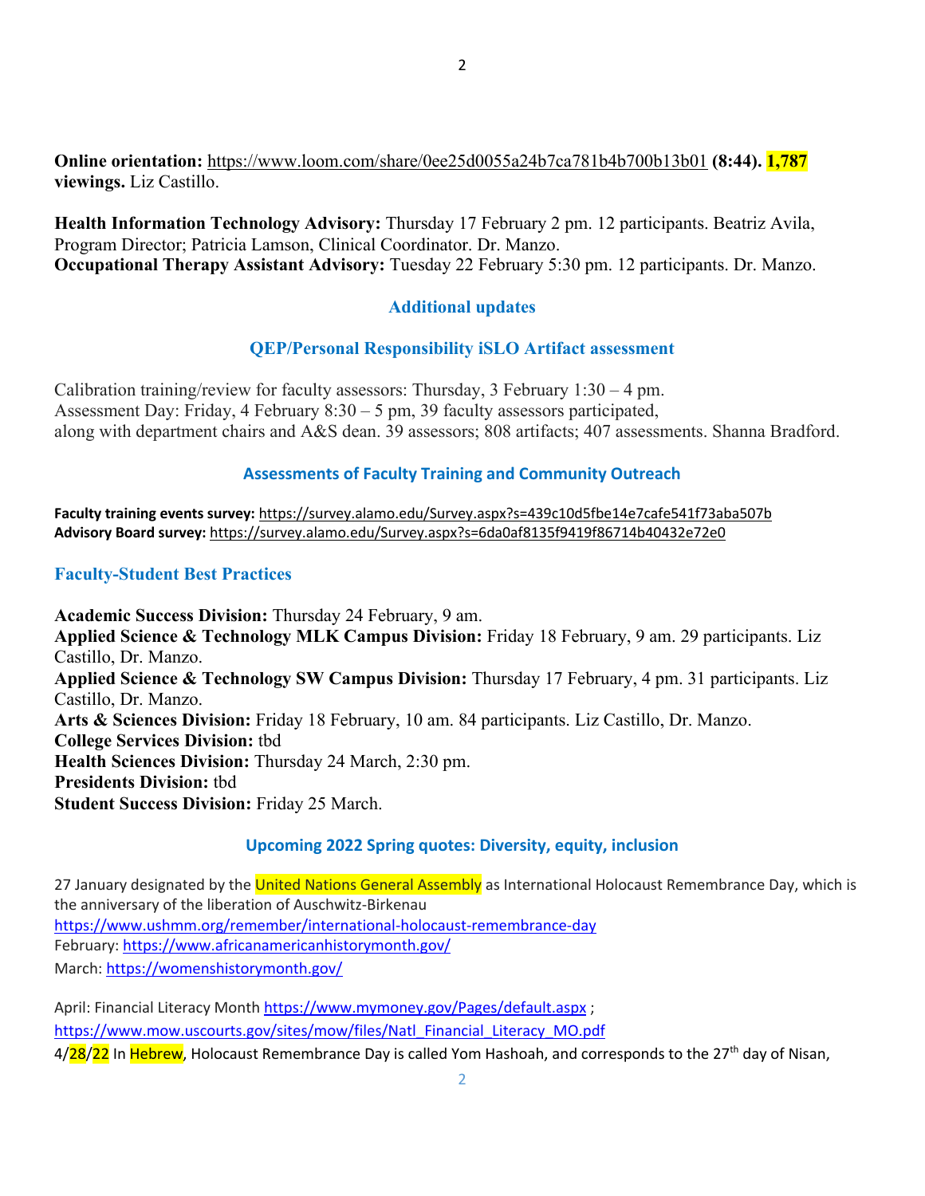**Online orientation:** https://www.loom.com/share/0ee25d0055a24b7ca781b4b700b13b01 **(8:44). 1,787 viewings.** Liz Castillo.

**Health Information Technology Advisory:** Thursday 17 February 2 pm. 12 participants. Beatriz Avila, Program Director; Patricia Lamson, Clinical Coordinator. Dr. Manzo.
**Occupational Therapy Assistant Advisory:** Tuesday 22 February 5:30 pm. 12 participants. Dr. Manzo.

## Additional updates

### QEP/Personal Responsibility iSLO Artifact assessment

Calibration training/review for faculty assessors: Thursday, 3 February 1:30 – 4 pm.
Assessment Day: Friday, 4 February 8:30 – 5 pm, 39 faculty assessors participated,
along with department chairs and A&S dean. 39 assessors; 808 artifacts; 407 assessments. Shanna Bradford.

### Assessments of Faculty Training and Community Outreach

**Faculty training events survey:** https://survey.alamo.edu/Survey.aspx?s=439c10d5fbe14e7cafe541f73aba507b
**Advisory Board survey:** https://survey.alamo.edu/Survey.aspx?s=6da0af8135f9419f86714b40432e72e0

### Faculty-Student Best Practices

**Academic Success Division:** Thursday 24 February, 9 am.
**Applied Science & Technology MLK Campus Division:** Friday 18 February, 9 am. 29 participants. Liz Castillo, Dr. Manzo.
**Applied Science & Technology SW Campus Division:** Thursday 17 February, 4 pm. 31 participants. Liz Castillo, Dr. Manzo.
**Arts & Sciences Division:** Friday 18 February, 10 am. 84 participants. Liz Castillo, Dr. Manzo.
**College Services Division:** tbd
**Health Sciences Division:** Thursday 24 March, 2:30 pm.
**Presidents Division:** tbd
**Student Success Division:** Friday 25 March.

### Upcoming 2022 Spring quotes: Diversity, equity, inclusion

27 January designated by the United Nations General Assembly as International Holocaust Remembrance Day, which is the anniversary of the liberation of Auschwitz-Birkenau
https://www.ushmm.org/remember/international-holocaust-remembrance-day
February: https://www.africanamericanhistorymonth.gov/
March: https://womenshistorymonth.gov/

April: Financial Literacy Month https://www.mymoney.gov/Pages/default.aspx ;
https://www.mow.uscourts.gov/sites/mow/files/Natl_Financial_Literacy_MO.pdf
4/28/22 In Hebrew, Holocaust Remembrance Day is called Yom Hashoah, and corresponds to the 27th day of Nisan,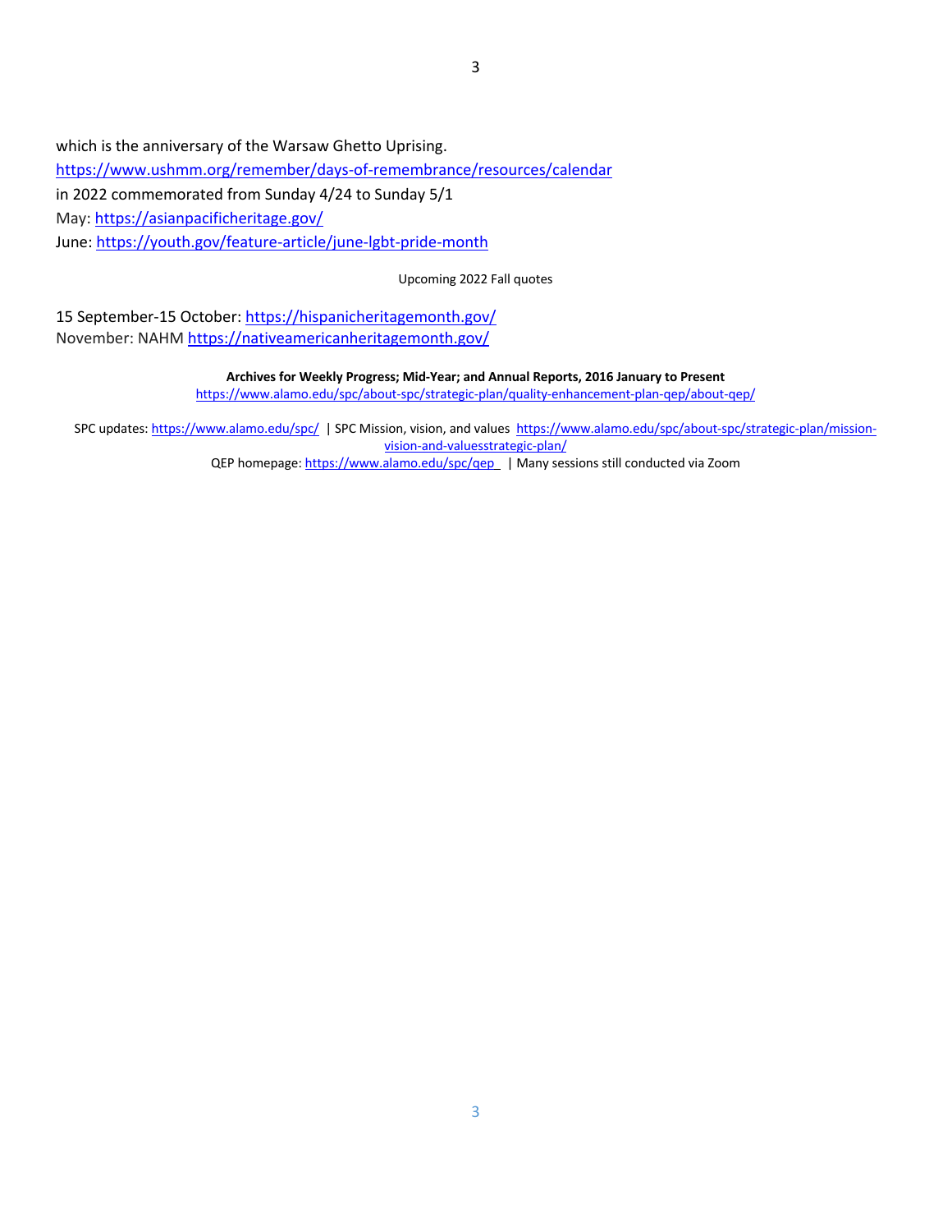which is the anniversary of the Warsaw Ghetto Uprising.

https://www.ushmm.org/remember/days-of-remembrance/resources/calendar

in 2022 commemorated from Sunday 4/24 to Sunday 5/1

May: https://asianpacificheritage.gov/

June: https://youth.gov/feature-article/june-lgbt-pride-month

Upcoming 2022 Fall quotes

15 September-15 October: https://hispanicheritagemonth.gov/

November: NAHM https://nativeamericanheritagemonth.gov/

**Archives for Weekly Progress; Mid-Year; and Annual Reports, 2016 January to Present**

https://www.alamo.edu/spc/about-spc/strategic-plan/quality-enhancement-plan-qep/about-qep/

SPC updates: https://www.alamo.edu/spc/ | SPC Mission, vision, and values https://www.alamo.edu/spc/about-spc/strategic-plan/mission-vision-and-valuesstrategic-plan/

QEP homepage: https://www.alamo.edu/spc/qep | Many sessions still conducted via Zoom